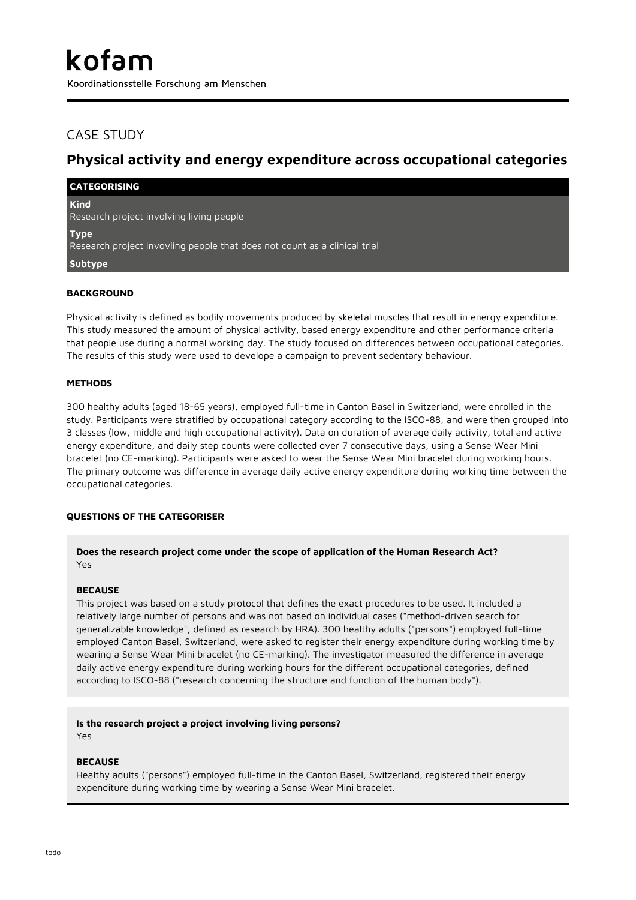# kofam

Koordinationsstelle Forschung am Menschen

## CASE STUDY

# Physical activity and energy expenditure across occupational categories

**CATEGORISING**

**Kind**
Research project involving living people

**Type**
Research project invovling people that does not count as a clinical trial

**Subtype**

### BACKGROUND

Physical activity is defined as bodily movements produced by skeletal muscles that result in energy expenditure. This study measured the amount of physical activity, based energy expenditure and other performance criteria that people use during a normal working day. The study focused on differences between occupational categories. The results of this study were used to develope a campaign to prevent sedentary behaviour.

### METHODS

300 healthy adults (aged 18-65 years), employed full-time in Canton Basel in Switzerland, were enrolled in the study. Participants were stratified by occupational category according to the ISCO-88, and were then grouped into 3 classes (low, middle and high occupational activity). Data on duration of average daily activity, total and active energy expenditure, and daily step counts were collected over 7 consecutive days, using a Sense Wear Mini bracelet (no CE-marking). Participants were asked to wear the Sense Wear Mini bracelet during working hours. The primary outcome was difference in average daily active energy expenditure during working time between the occupational categories.

### QUESTIONS OF THE CATEGORISER

**Does the research project come under the scope of application of the Human Research Act?**
Yes

**BECAUSE**
This project was based on a study protocol that defines the exact procedures to be used. It included a relatively large number of persons and was not based on individual cases ("method-driven search for generalizable knowledge", defined as research by HRA). 300 healthy adults ("persons") employed full-time employed Canton Basel, Switzerland, were asked to register their energy expenditure during working time by wearing a Sense Wear Mini bracelet (no CE-marking). The investigator measured the difference in average daily active energy expenditure during working hours for the different occupational categories, defined according to ISCO-88 ("research concerning the structure and function of the human body").

**Is the research project a project involving living persons?**
Yes

**BECAUSE**
Healthy adults ("persons") employed full-time in the Canton Basel, Switzerland, registered their energy expenditure during working time by wearing a Sense Wear Mini bracelet.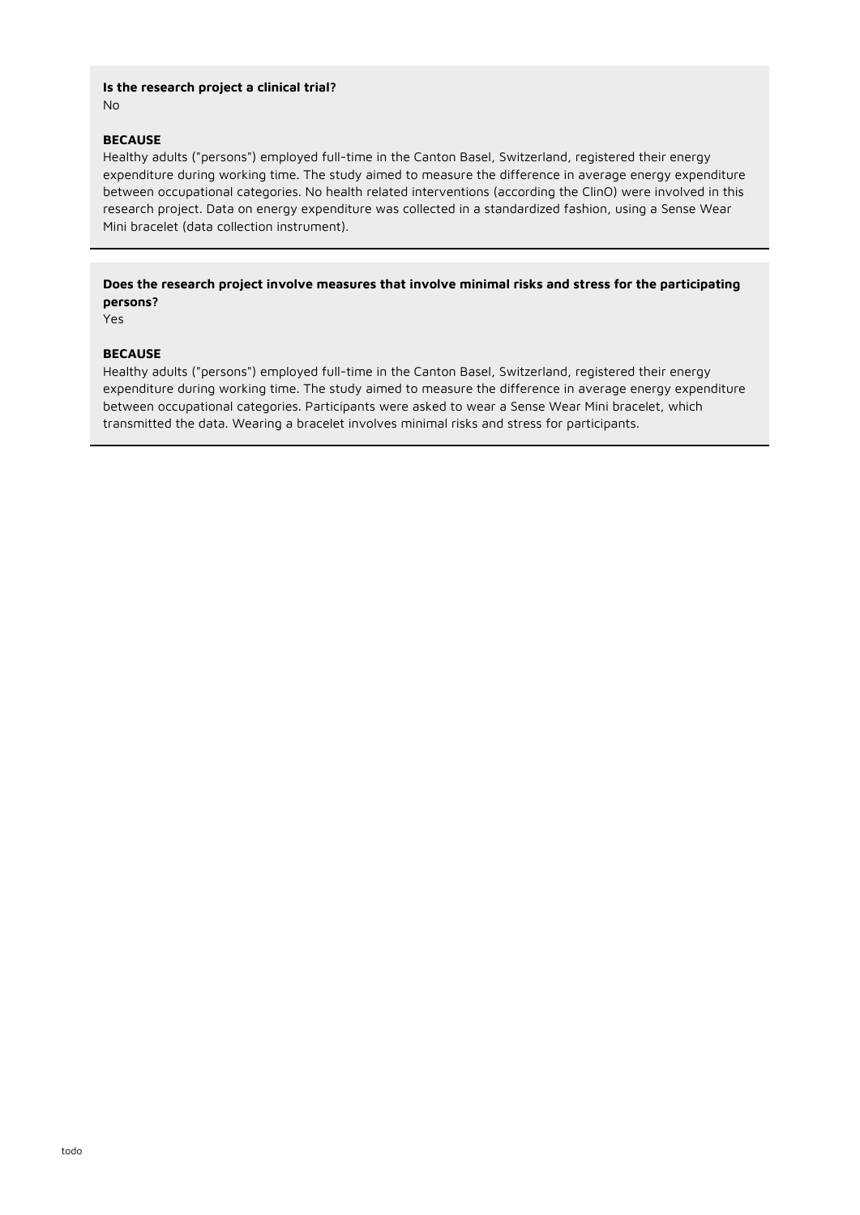**Is the research project a clinical trial?**

No

**BECAUSE**

Healthy adults ("persons") employed full-time in the Canton Basel, Switzerland, registered their energy expenditure during working time. The study aimed to measure the difference in average energy expenditure between occupational categories. No health related interventions (according the ClinO) were involved in this research project. Data on energy expenditure was collected in a standardized fashion, using a Sense Wear Mini bracelet (data collection instrument).

**Does the research project involve measures that involve minimal risks and stress for the participating persons?**

Yes

**BECAUSE**

Healthy adults ("persons") employed full-time in the Canton Basel, Switzerland, registered their energy expenditure during working time. The study aimed to measure the difference in average energy expenditure between occupational categories. Participants were asked to wear a Sense Wear Mini bracelet, which transmitted the data. Wearing a bracelet involves minimal risks and stress for participants.

todo